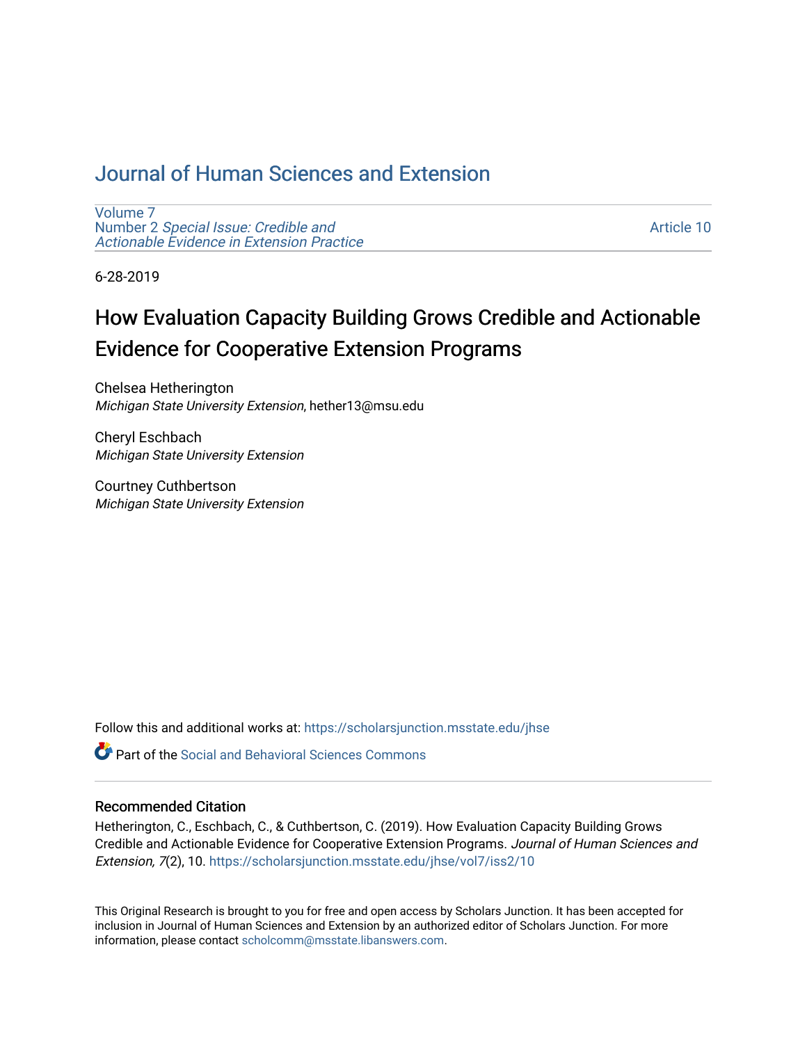# Journal of Human Sciences and Extension

Volume 7
Number 2 *Special Issue: Credible and Actionable Evidence in Extension Practice*

Article 10

6-28-2019

## How Evaluation Capacity Building Grows Credible and Actionable Evidence for Cooperative Extension Programs

Chelsea Hetherington
*Michigan State University Extension*, hether13@msu.edu

Cheryl Eschbach
*Michigan State University Extension*

Courtney Cuthbertson
*Michigan State University Extension*

Follow this and additional works at: https://scholarsjunction.msstate.edu/jhse

Part of the Social and Behavioral Sciences Commons

### Recommended Citation

Hetherington, C., Eschbach, C., & Cuthbertson, C. (2019). How Evaluation Capacity Building Grows Credible and Actionable Evidence for Cooperative Extension Programs. *Journal of Human Sciences and Extension, 7*(2), 10. https://scholarsjunction.msstate.edu/jhse/vol7/iss2/10

This Original Research is brought to you for free and open access by Scholars Junction. It has been accepted for inclusion in Journal of Human Sciences and Extension by an authorized editor of Scholars Junction. For more information, please contact scholcomm@msstate.libanswers.com.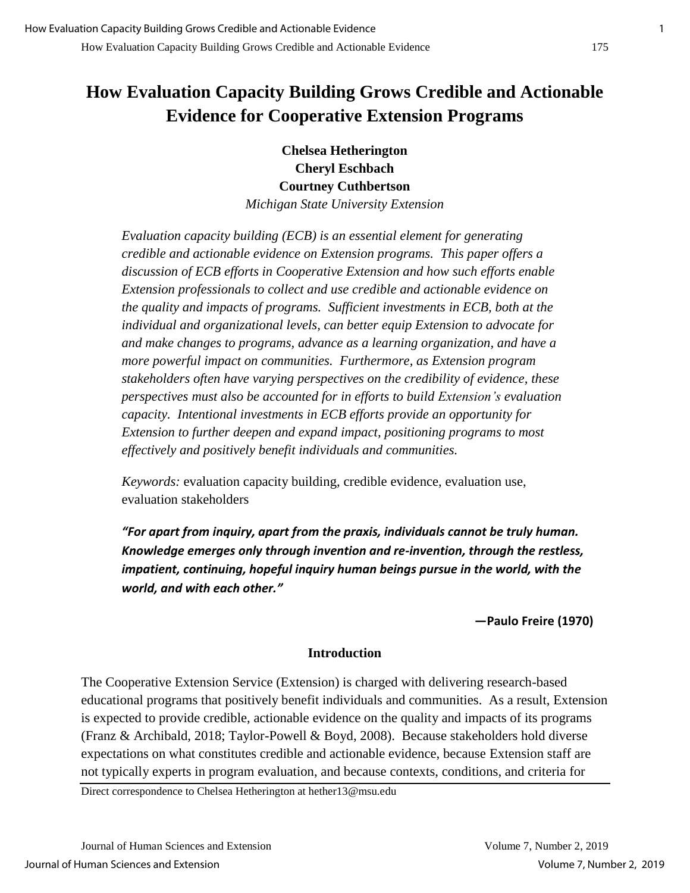# How Evaluation Capacity Building Grows Credible and Actionable Evidence for Cooperative Extension Programs

**Chelsea Hetherington**
**Cheryl Eschbach**
**Courtney Cuthbertson**
*Michigan State University Extension*

*Evaluation capacity building (ECB) is an essential element for generating credible and actionable evidence on Extension programs. This paper offers a discussion of ECB efforts in Cooperative Extension and how such efforts enable Extension professionals to collect and use credible and actionable evidence on the quality and impacts of programs. Sufficient investments in ECB, both at the individual and organizational levels, can better equip Extension to advocate for and make changes to programs, advance as a learning organization, and have a more powerful impact on communities. Furthermore, as Extension program stakeholders often have varying perspectives on the credibility of evidence, these perspectives must also be accounted for in efforts to build Extension's evaluation capacity. Intentional investments in ECB efforts provide an opportunity for Extension to further deepen and expand impact, positioning programs to most effectively and positively benefit individuals and communities.*

*Keywords:* evaluation capacity building, credible evidence, evaluation use, evaluation stakeholders

***"For apart from inquiry, apart from the praxis, individuals cannot be truly human. Knowledge emerges only through invention and re-invention, through the restless, impatient, continuing, hopeful inquiry human beings pursue in the world, with the world, and with each other."***

**—Paulo Freire (1970)**

## Introduction

The Cooperative Extension Service (Extension) is charged with delivering research-based educational programs that positively benefit individuals and communities. As a result, Extension is expected to provide credible, actionable evidence on the quality and impacts of its programs (Franz & Archibald, 2018; Taylor-Powell & Boyd, 2008). Because stakeholders hold diverse expectations on what constitutes credible and actionable evidence, because Extension staff are not typically experts in program evaluation, and because contexts, conditions, and criteria for

Direct correspondence to Chelsea Hetherington at hether13@msu.edu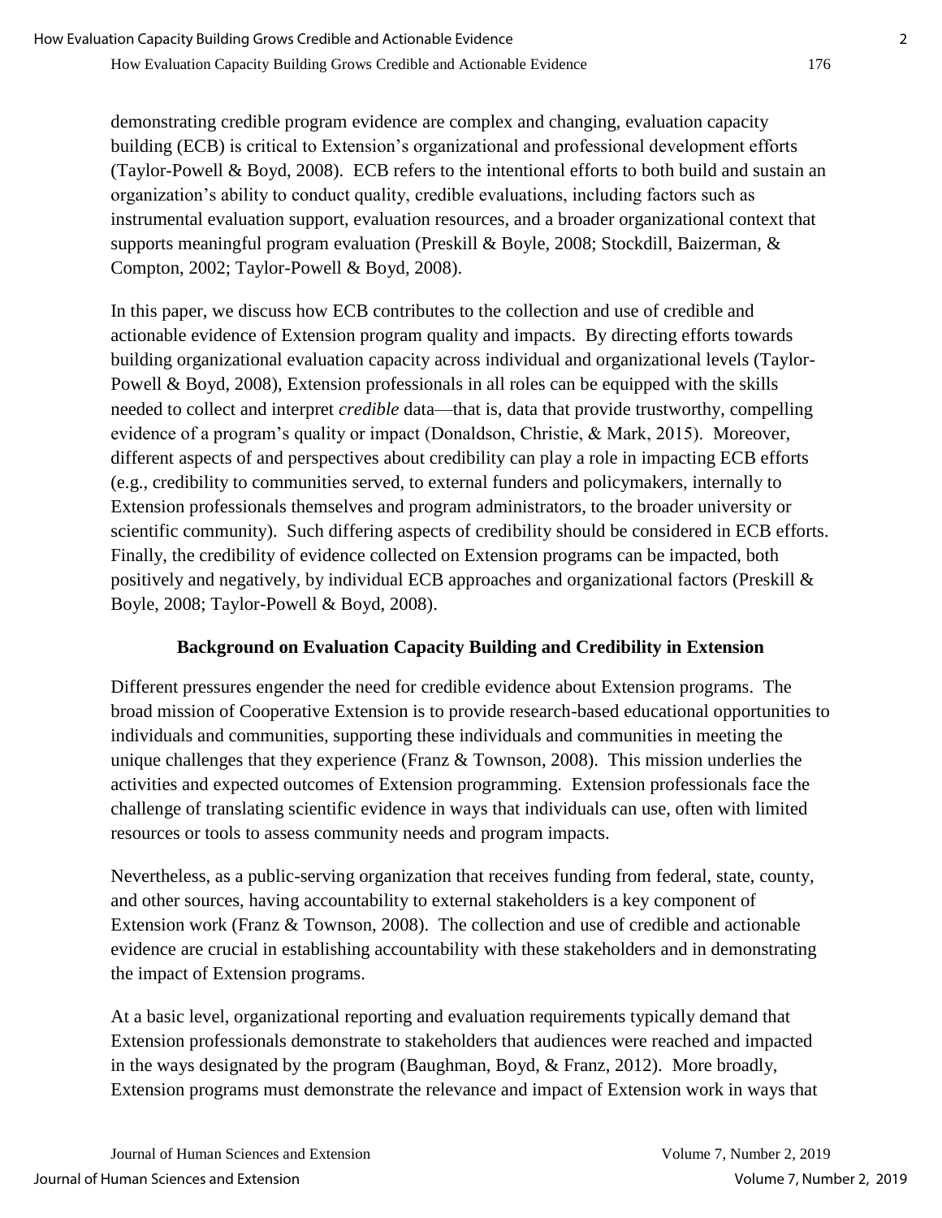demonstrating credible program evidence are complex and changing, evaluation capacity building (ECB) is critical to Extension's organizational and professional development efforts (Taylor-Powell & Boyd, 2008). ECB refers to the intentional efforts to both build and sustain an organization's ability to conduct quality, credible evaluations, including factors such as instrumental evaluation support, evaluation resources, and a broader organizational context that supports meaningful program evaluation (Preskill & Boyle, 2008; Stockdill, Baizerman, & Compton, 2002; Taylor-Powell & Boyd, 2008).

In this paper, we discuss how ECB contributes to the collection and use of credible and actionable evidence of Extension program quality and impacts. By directing efforts towards building organizational evaluation capacity across individual and organizational levels (Taylor-Powell & Boyd, 2008), Extension professionals in all roles can be equipped with the skills needed to collect and interpret *credible* data—that is, data that provide trustworthy, compelling evidence of a program's quality or impact (Donaldson, Christie, & Mark, 2015). Moreover, different aspects of and perspectives about credibility can play a role in impacting ECB efforts (e.g., credibility to communities served, to external funders and policymakers, internally to Extension professionals themselves and program administrators, to the broader university or scientific community). Such differing aspects of credibility should be considered in ECB efforts. Finally, the credibility of evidence collected on Extension programs can be impacted, both positively and negatively, by individual ECB approaches and organizational factors (Preskill & Boyle, 2008; Taylor-Powell & Boyd, 2008).

## Background on Evaluation Capacity Building and Credibility in Extension

Different pressures engender the need for credible evidence about Extension programs. The broad mission of Cooperative Extension is to provide research-based educational opportunities to individuals and communities, supporting these individuals and communities in meeting the unique challenges that they experience (Franz & Townson, 2008). This mission underlies the activities and expected outcomes of Extension programming. Extension professionals face the challenge of translating scientific evidence in ways that individuals can use, often with limited resources or tools to assess community needs and program impacts.

Nevertheless, as a public-serving organization that receives funding from federal, state, county, and other sources, having accountability to external stakeholders is a key component of Extension work (Franz & Townson, 2008). The collection and use of credible and actionable evidence are crucial in establishing accountability with these stakeholders and in demonstrating the impact of Extension programs.

At a basic level, organizational reporting and evaluation requirements typically demand that Extension professionals demonstrate to stakeholders that audiences were reached and impacted in the ways designated by the program (Baughman, Boyd, & Franz, 2012). More broadly, Extension programs must demonstrate the relevance and impact of Extension work in ways that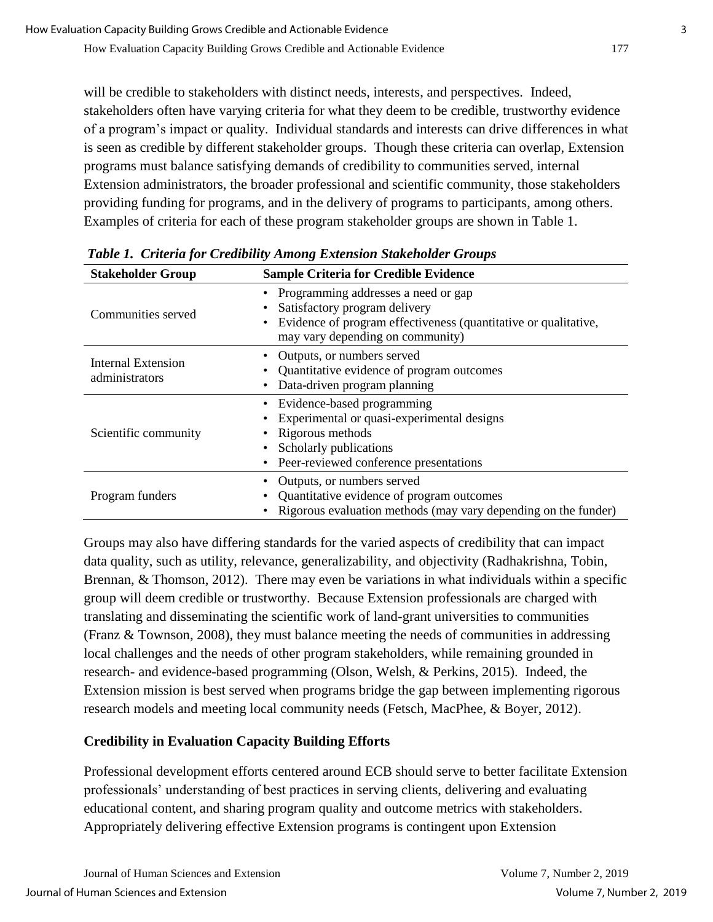will be credible to stakeholders with distinct needs, interests, and perspectives. Indeed, stakeholders often have varying criteria for what they deem to be credible, trustworthy evidence of a program's impact or quality. Individual standards and interests can drive differences in what is seen as credible by different stakeholder groups. Though these criteria can overlap, Extension programs must balance satisfying demands of credibility to communities served, internal Extension administrators, the broader professional and scientific community, those stakeholders providing funding for programs, and in the delivery of programs to participants, among others. Examples of criteria for each of these program stakeholder groups are shown in Table 1.

***Table 1. Criteria for Credibility Among Extension Stakeholder Groups***

| Stakeholder Group | Sample Criteria for Credible Evidence |
| --- | --- |
| Communities served | • Programming addresses a need or gap<br>• Satisfactory program delivery<br>• Evidence of program effectiveness (quantitative or qualitative, may vary depending on community) |
| Internal Extension administrators | • Outputs, or numbers served<br>• Quantitative evidence of program outcomes<br>• Data-driven program planning |
| Scientific community | • Evidence-based programming<br>• Experimental or quasi-experimental designs<br>• Rigorous methods<br>• Scholarly publications<br>• Peer-reviewed conference presentations |
| Program funders | • Outputs, or numbers served<br>• Quantitative evidence of program outcomes<br>• Rigorous evaluation methods (may vary depending on the funder) |

Groups may also have differing standards for the varied aspects of credibility that can impact data quality, such as utility, relevance, generalizability, and objectivity (Radhakrishna, Tobin, Brennan, & Thomson, 2012). There may even be variations in what individuals within a specific group will deem credible or trustworthy. Because Extension professionals are charged with translating and disseminating the scientific work of land-grant universities to communities (Franz & Townson, 2008), they must balance meeting the needs of communities in addressing local challenges and the needs of other program stakeholders, while remaining grounded in research- and evidence-based programming (Olson, Welsh, & Perkins, 2015). Indeed, the Extension mission is best served when programs bridge the gap between implementing rigorous research models and meeting local community needs (Fetsch, MacPhee, & Boyer, 2012).

### Credibility in Evaluation Capacity Building Efforts

Professional development efforts centered around ECB should serve to better facilitate Extension professionals' understanding of best practices in serving clients, delivering and evaluating educational content, and sharing program quality and outcome metrics with stakeholders. Appropriately delivering effective Extension programs is contingent upon Extension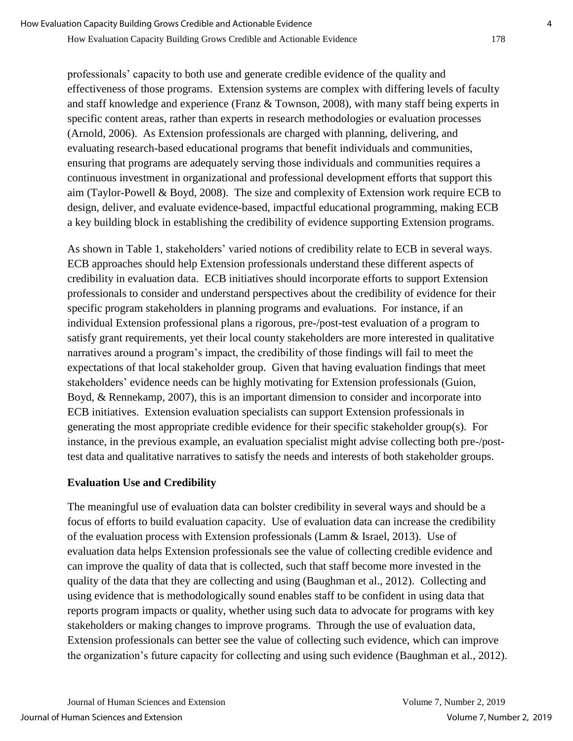professionals' capacity to both use and generate credible evidence of the quality and effectiveness of those programs. Extension systems are complex with differing levels of faculty and staff knowledge and experience (Franz & Townson, 2008), with many staff being experts in specific content areas, rather than experts in research methodologies or evaluation processes (Arnold, 2006). As Extension professionals are charged with planning, delivering, and evaluating research-based educational programs that benefit individuals and communities, ensuring that programs are adequately serving those individuals and communities requires a continuous investment in organizational and professional development efforts that support this aim (Taylor-Powell & Boyd, 2008). The size and complexity of Extension work require ECB to design, deliver, and evaluate evidence-based, impactful educational programming, making ECB a key building block in establishing the credibility of evidence supporting Extension programs.

As shown in Table 1, stakeholders' varied notions of credibility relate to ECB in several ways. ECB approaches should help Extension professionals understand these different aspects of credibility in evaluation data. ECB initiatives should incorporate efforts to support Extension professionals to consider and understand perspectives about the credibility of evidence for their specific program stakeholders in planning programs and evaluations. For instance, if an individual Extension professional plans a rigorous, pre-/post-test evaluation of a program to satisfy grant requirements, yet their local county stakeholders are more interested in qualitative narratives around a program's impact, the credibility of those findings will fail to meet the expectations of that local stakeholder group. Given that having evaluation findings that meet stakeholders' evidence needs can be highly motivating for Extension professionals (Guion, Boyd, & Rennekamp, 2007), this is an important dimension to consider and incorporate into ECB initiatives. Extension evaluation specialists can support Extension professionals in generating the most appropriate credible evidence for their specific stakeholder group(s). For instance, in the previous example, an evaluation specialist might advise collecting both pre-/post-test data and qualitative narratives to satisfy the needs and interests of both stakeholder groups.

## Evaluation Use and Credibility

The meaningful use of evaluation data can bolster credibility in several ways and should be a focus of efforts to build evaluation capacity. Use of evaluation data can increase the credibility of the evaluation process with Extension professionals (Lamm & Israel, 2013). Use of evaluation data helps Extension professionals see the value of collecting credible evidence and can improve the quality of data that is collected, such that staff become more invested in the quality of the data that they are collecting and using (Baughman et al., 2012). Collecting and using evidence that is methodologically sound enables staff to be confident in using data that reports program impacts or quality, whether using such data to advocate for programs with key stakeholders or making changes to improve programs. Through the use of evaluation data, Extension professionals can better see the value of collecting such evidence, which can improve the organization's future capacity for collecting and using such evidence (Baughman et al., 2012).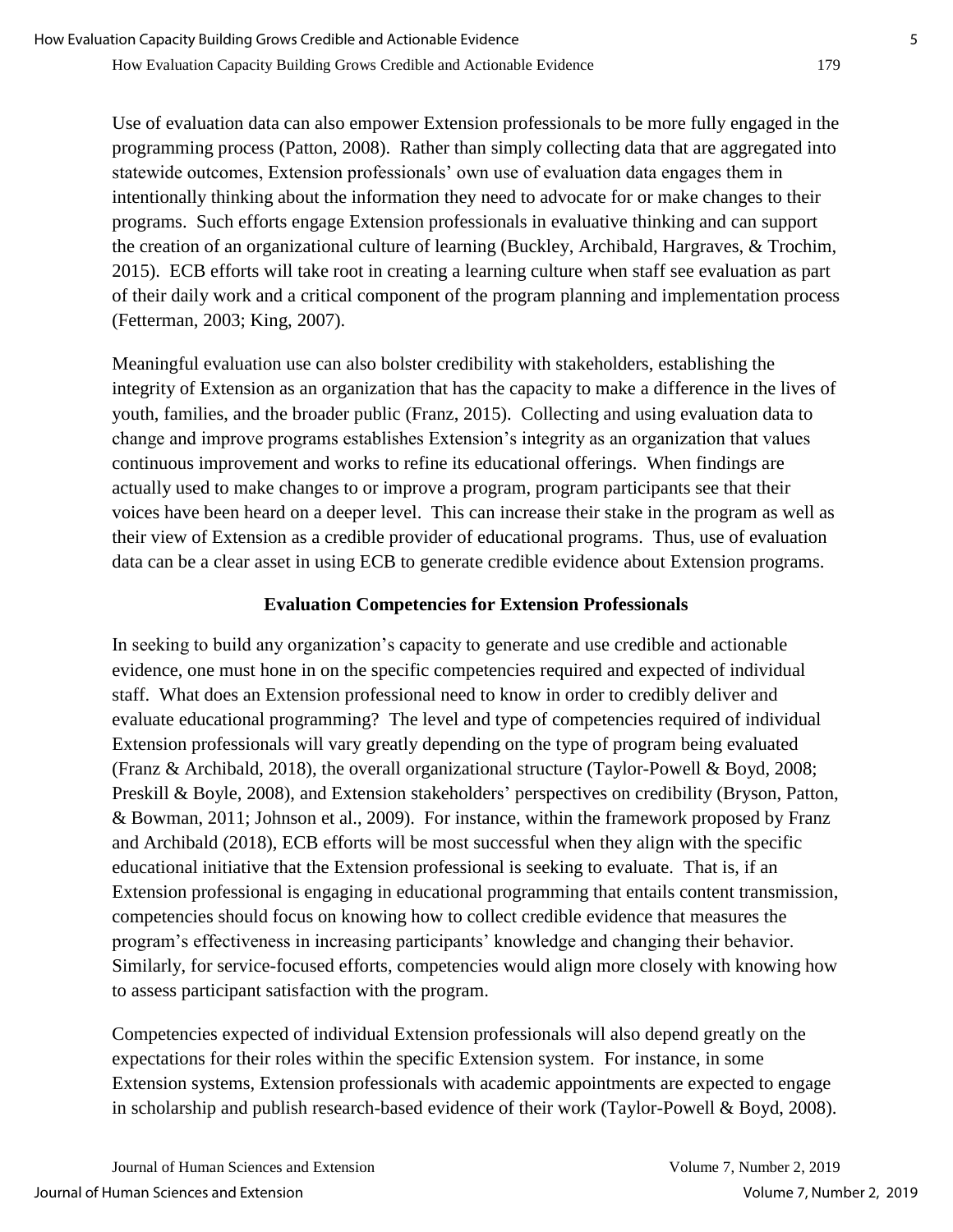Use of evaluation data can also empower Extension professionals to be more fully engaged in the programming process (Patton, 2008). Rather than simply collecting data that are aggregated into statewide outcomes, Extension professionals' own use of evaluation data engages them in intentionally thinking about the information they need to advocate for or make changes to their programs. Such efforts engage Extension professionals in evaluative thinking and can support the creation of an organizational culture of learning (Buckley, Archibald, Hargraves, & Trochim, 2015). ECB efforts will take root in creating a learning culture when staff see evaluation as part of their daily work and a critical component of the program planning and implementation process (Fetterman, 2003; King, 2007).

Meaningful evaluation use can also bolster credibility with stakeholders, establishing the integrity of Extension as an organization that has the capacity to make a difference in the lives of youth, families, and the broader public (Franz, 2015). Collecting and using evaluation data to change and improve programs establishes Extension's integrity as an organization that values continuous improvement and works to refine its educational offerings. When findings are actually used to make changes to or improve a program, program participants see that their voices have been heard on a deeper level. This can increase their stake in the program as well as their view of Extension as a credible provider of educational programs. Thus, use of evaluation data can be a clear asset in using ECB to generate credible evidence about Extension programs.

## Evaluation Competencies for Extension Professionals

In seeking to build any organization's capacity to generate and use credible and actionable evidence, one must hone in on the specific competencies required and expected of individual staff. What does an Extension professional need to know in order to credibly deliver and evaluate educational programming? The level and type of competencies required of individual Extension professionals will vary greatly depending on the type of program being evaluated (Franz & Archibald, 2018), the overall organizational structure (Taylor-Powell & Boyd, 2008; Preskill & Boyle, 2008), and Extension stakeholders' perspectives on credibility (Bryson, Patton, & Bowman, 2011; Johnson et al., 2009). For instance, within the framework proposed by Franz and Archibald (2018), ECB efforts will be most successful when they align with the specific educational initiative that the Extension professional is seeking to evaluate. That is, if an Extension professional is engaging in educational programming that entails content transmission, competencies should focus on knowing how to collect credible evidence that measures the program's effectiveness in increasing participants' knowledge and changing their behavior. Similarly, for service-focused efforts, competencies would align more closely with knowing how to assess participant satisfaction with the program.

Competencies expected of individual Extension professionals will also depend greatly on the expectations for their roles within the specific Extension system. For instance, in some Extension systems, Extension professionals with academic appointments are expected to engage in scholarship and publish research-based evidence of their work (Taylor-Powell & Boyd, 2008).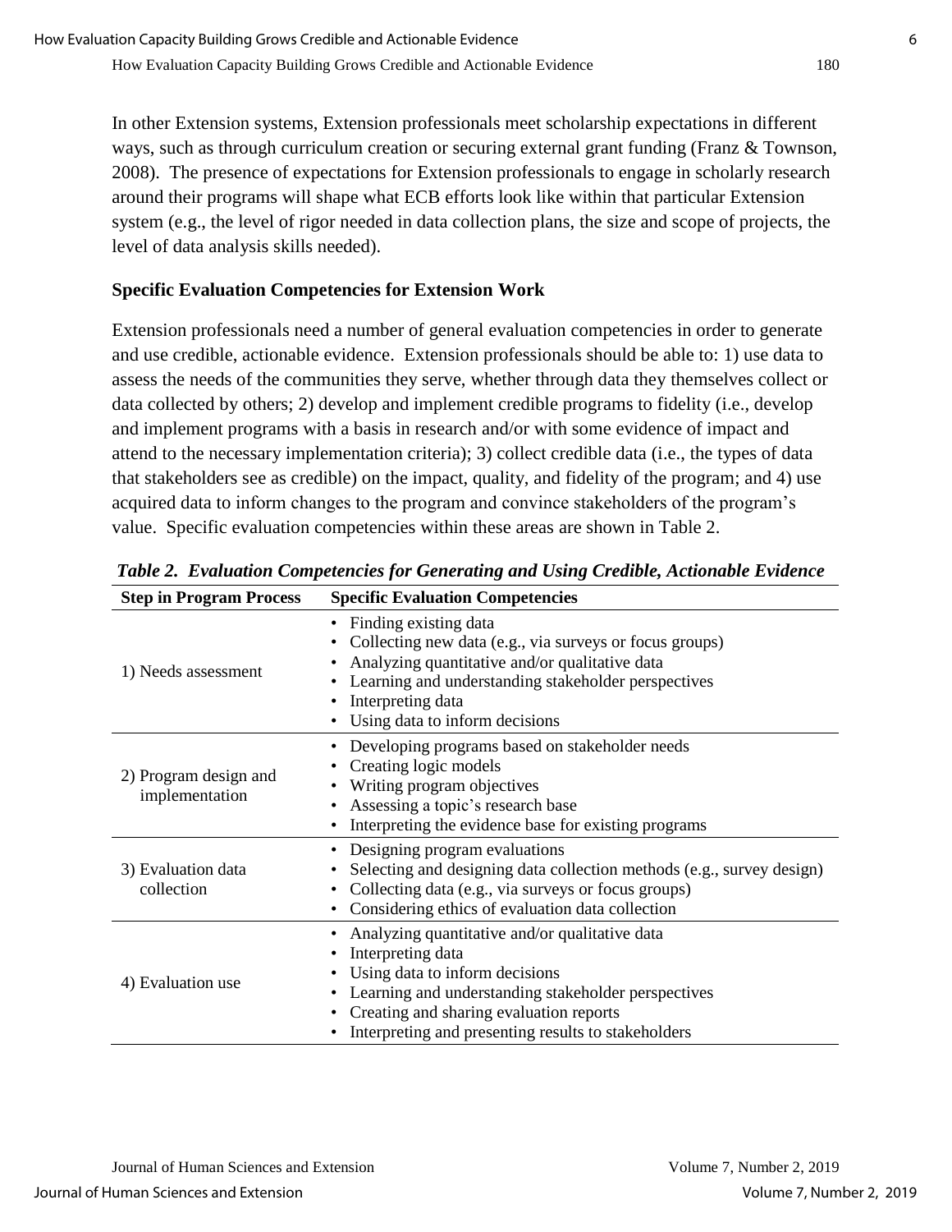In other Extension systems, Extension professionals meet scholarship expectations in different ways, such as through curriculum creation or securing external grant funding (Franz & Townson, 2008). The presence of expectations for Extension professionals to engage in scholarly research around their programs will shape what ECB efforts look like within that particular Extension system (e.g., the level of rigor needed in data collection plans, the size and scope of projects, the level of data analysis skills needed).

### Specific Evaluation Competencies for Extension Work

Extension professionals need a number of general evaluation competencies in order to generate and use credible, actionable evidence. Extension professionals should be able to: 1) use data to assess the needs of the communities they serve, whether through data they themselves collect or data collected by others; 2) develop and implement credible programs to fidelity (i.e., develop and implement programs with a basis in research and/or with some evidence of impact and attend to the necessary implementation criteria); 3) collect credible data (i.e., the types of data that stakeholders see as credible) on the impact, quality, and fidelity of the program; and 4) use acquired data to inform changes to the program and convince stakeholders of the program's value. Specific evaluation competencies within these areas are shown in Table 2.

***Table 2. Evaluation Competencies for Generating and Using Credible, Actionable Evidence***

| Step in Program Process | Specific Evaluation Competencies |
|---|---|
| 1) Needs assessment | • Finding existing data<br>• Collecting new data (e.g., via surveys or focus groups)<br>• Analyzing quantitative and/or qualitative data<br>• Learning and understanding stakeholder perspectives<br>• Interpreting data<br>• Using data to inform decisions |
| 2) Program design and implementation | • Developing programs based on stakeholder needs<br>• Creating logic models<br>• Writing program objectives<br>• Assessing a topic's research base<br>• Interpreting the evidence base for existing programs |
| 3) Evaluation data collection | • Designing program evaluations<br>• Selecting and designing data collection methods (e.g., survey design)<br>• Collecting data (e.g., via surveys or focus groups)<br>• Considering ethics of evaluation data collection |
| 4) Evaluation use | • Analyzing quantitative and/or qualitative data<br>• Interpreting data<br>• Using data to inform decisions<br>• Learning and understanding stakeholder perspectives<br>• Creating and sharing evaluation reports<br>• Interpreting and presenting results to stakeholders |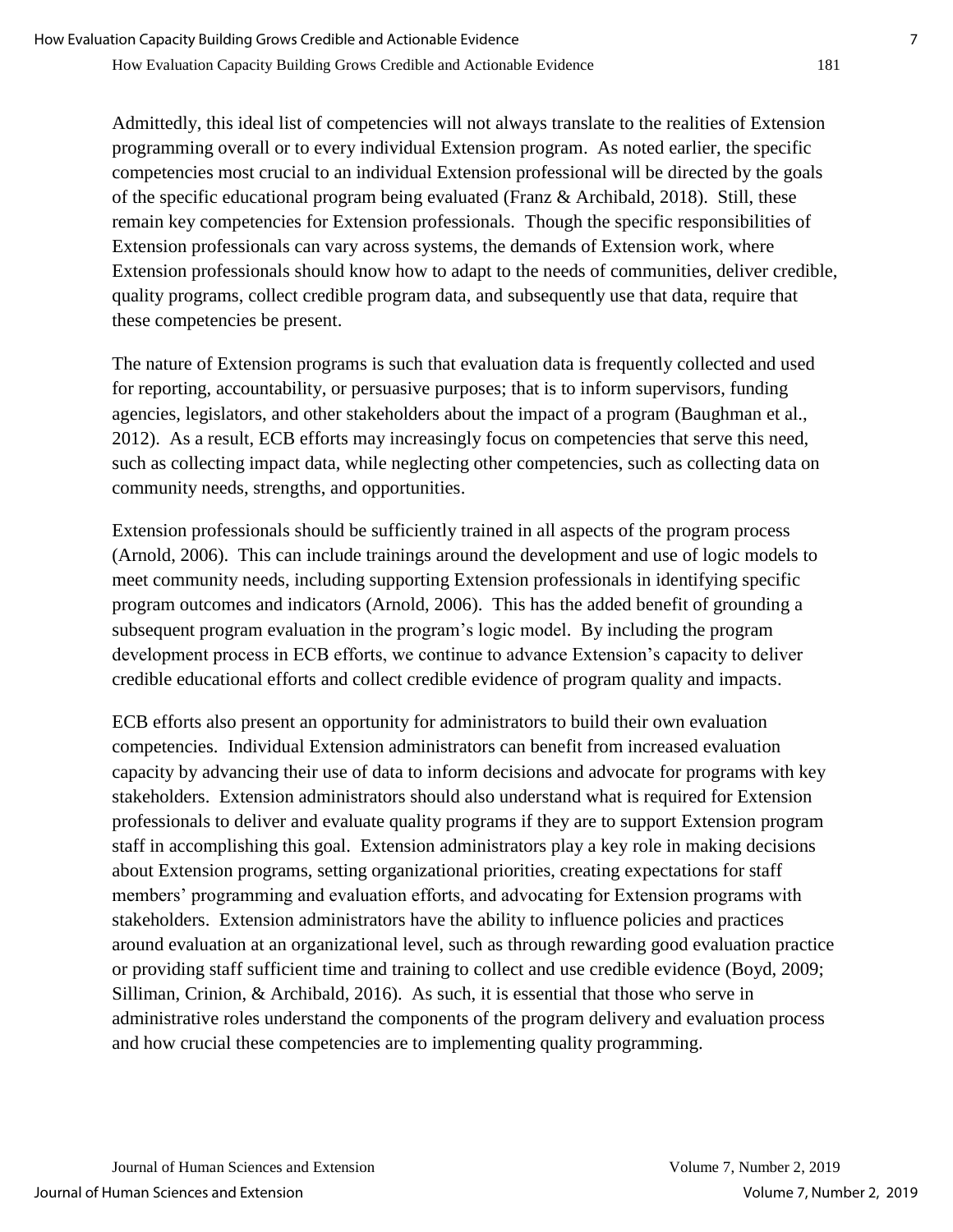Admittedly, this ideal list of competencies will not always translate to the realities of Extension programming overall or to every individual Extension program. As noted earlier, the specific competencies most crucial to an individual Extension professional will be directed by the goals of the specific educational program being evaluated (Franz & Archibald, 2018). Still, these remain key competencies for Extension professionals. Though the specific responsibilities of Extension professionals can vary across systems, the demands of Extension work, where Extension professionals should know how to adapt to the needs of communities, deliver credible, quality programs, collect credible program data, and subsequently use that data, require that these competencies be present.

The nature of Extension programs is such that evaluation data is frequently collected and used for reporting, accountability, or persuasive purposes; that is to inform supervisors, funding agencies, legislators, and other stakeholders about the impact of a program (Baughman et al., 2012). As a result, ECB efforts may increasingly focus on competencies that serve this need, such as collecting impact data, while neglecting other competencies, such as collecting data on community needs, strengths, and opportunities.

Extension professionals should be sufficiently trained in all aspects of the program process (Arnold, 2006). This can include trainings around the development and use of logic models to meet community needs, including supporting Extension professionals in identifying specific program outcomes and indicators (Arnold, 2006). This has the added benefit of grounding a subsequent program evaluation in the program's logic model. By including the program development process in ECB efforts, we continue to advance Extension's capacity to deliver credible educational efforts and collect credible evidence of program quality and impacts.

ECB efforts also present an opportunity for administrators to build their own evaluation competencies. Individual Extension administrators can benefit from increased evaluation capacity by advancing their use of data to inform decisions and advocate for programs with key stakeholders. Extension administrators should also understand what is required for Extension professionals to deliver and evaluate quality programs if they are to support Extension program staff in accomplishing this goal. Extension administrators play a key role in making decisions about Extension programs, setting organizational priorities, creating expectations for staff members' programming and evaluation efforts, and advocating for Extension programs with stakeholders. Extension administrators have the ability to influence policies and practices around evaluation at an organizational level, such as through rewarding good evaluation practice or providing staff sufficient time and training to collect and use credible evidence (Boyd, 2009; Silliman, Crinion, & Archibald, 2016). As such, it is essential that those who serve in administrative roles understand the components of the program delivery and evaluation process and how crucial these competencies are to implementing quality programming.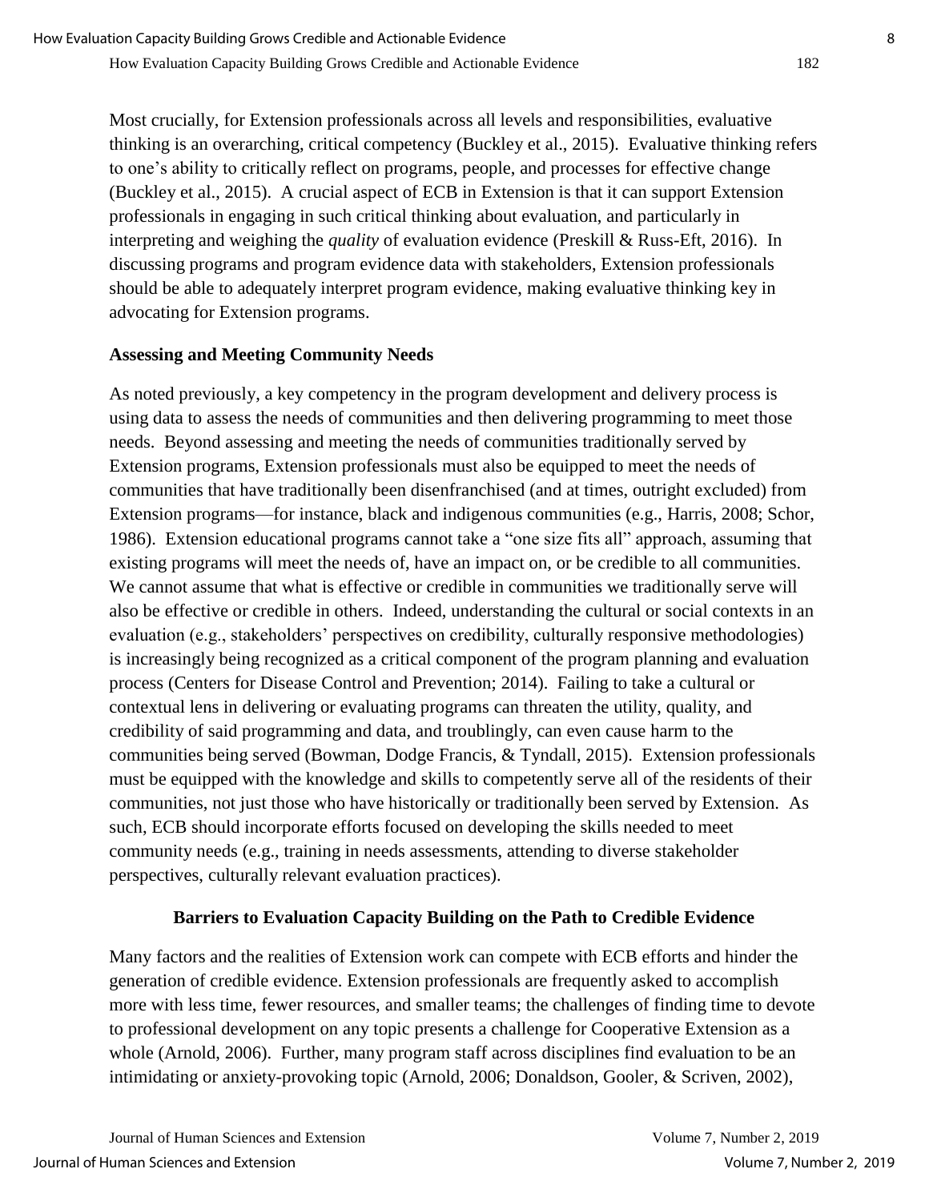Most crucially, for Extension professionals across all levels and responsibilities, evaluative thinking is an overarching, critical competency (Buckley et al., 2015). Evaluative thinking refers to one's ability to critically reflect on programs, people, and processes for effective change (Buckley et al., 2015). A crucial aspect of ECB in Extension is that it can support Extension professionals in engaging in such critical thinking about evaluation, and particularly in interpreting and weighing the *quality* of evaluation evidence (Preskill & Russ-Eft, 2016). In discussing programs and program evidence data with stakeholders, Extension professionals should be able to adequately interpret program evidence, making evaluative thinking key in advocating for Extension programs.

### Assessing and Meeting Community Needs

As noted previously, a key competency in the program development and delivery process is using data to assess the needs of communities and then delivering programming to meet those needs. Beyond assessing and meeting the needs of communities traditionally served by Extension programs, Extension professionals must also be equipped to meet the needs of communities that have traditionally been disenfranchised (and at times, outright excluded) from Extension programs—for instance, black and indigenous communities (e.g., Harris, 2008; Schor, 1986). Extension educational programs cannot take a "one size fits all" approach, assuming that existing programs will meet the needs of, have an impact on, or be credible to all communities. We cannot assume that what is effective or credible in communities we traditionally serve will also be effective or credible in others. Indeed, understanding the cultural or social contexts in an evaluation (e.g., stakeholders' perspectives on credibility, culturally responsive methodologies) is increasingly being recognized as a critical component of the program planning and evaluation process (Centers for Disease Control and Prevention; 2014). Failing to take a cultural or contextual lens in delivering or evaluating programs can threaten the utility, quality, and credibility of said programming and data, and troublingly, can even cause harm to the communities being served (Bowman, Dodge Francis, & Tyndall, 2015). Extension professionals must be equipped with the knowledge and skills to competently serve all of the residents of their communities, not just those who have historically or traditionally been served by Extension. As such, ECB should incorporate efforts focused on developing the skills needed to meet community needs (e.g., training in needs assessments, attending to diverse stakeholder perspectives, culturally relevant evaluation practices).

## Barriers to Evaluation Capacity Building on the Path to Credible Evidence

Many factors and the realities of Extension work can compete with ECB efforts and hinder the generation of credible evidence. Extension professionals are frequently asked to accomplish more with less time, fewer resources, and smaller teams; the challenges of finding time to devote to professional development on any topic presents a challenge for Cooperative Extension as a whole (Arnold, 2006). Further, many program staff across disciplines find evaluation to be an intimidating or anxiety-provoking topic (Arnold, 2006; Donaldson, Gooler, & Scriven, 2002),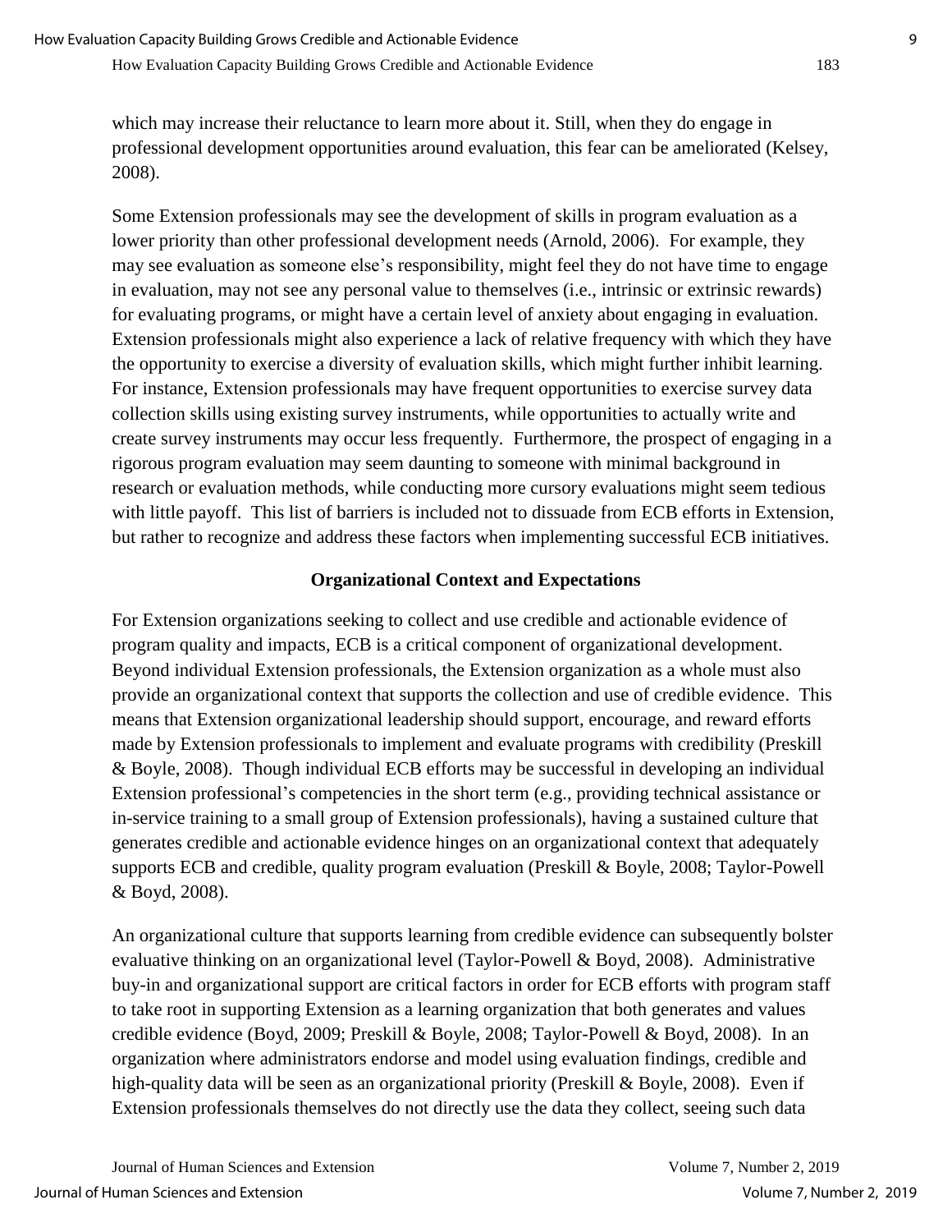which may increase their reluctance to learn more about it. Still, when they do engage in professional development opportunities around evaluation, this fear can be ameliorated (Kelsey, 2008).

Some Extension professionals may see the development of skills in program evaluation as a lower priority than other professional development needs (Arnold, 2006). For example, they may see evaluation as someone else's responsibility, might feel they do not have time to engage in evaluation, may not see any personal value to themselves (i.e., intrinsic or extrinsic rewards) for evaluating programs, or might have a certain level of anxiety about engaging in evaluation. Extension professionals might also experience a lack of relative frequency with which they have the opportunity to exercise a diversity of evaluation skills, which might further inhibit learning. For instance, Extension professionals may have frequent opportunities to exercise survey data collection skills using existing survey instruments, while opportunities to actually write and create survey instruments may occur less frequently. Furthermore, the prospect of engaging in a rigorous program evaluation may seem daunting to someone with minimal background in research or evaluation methods, while conducting more cursory evaluations might seem tedious with little payoff. This list of barriers is included not to dissuade from ECB efforts in Extension, but rather to recognize and address these factors when implementing successful ECB initiatives.

## Organizational Context and Expectations

For Extension organizations seeking to collect and use credible and actionable evidence of program quality and impacts, ECB is a critical component of organizational development. Beyond individual Extension professionals, the Extension organization as a whole must also provide an organizational context that supports the collection and use of credible evidence. This means that Extension organizational leadership should support, encourage, and reward efforts made by Extension professionals to implement and evaluate programs with credibility (Preskill & Boyle, 2008). Though individual ECB efforts may be successful in developing an individual Extension professional's competencies in the short term (e.g., providing technical assistance or in-service training to a small group of Extension professionals), having a sustained culture that generates credible and actionable evidence hinges on an organizational context that adequately supports ECB and credible, quality program evaluation (Preskill & Boyle, 2008; Taylor-Powell & Boyd, 2008).

An organizational culture that supports learning from credible evidence can subsequently bolster evaluative thinking on an organizational level (Taylor-Powell & Boyd, 2008). Administrative buy-in and organizational support are critical factors in order for ECB efforts with program staff to take root in supporting Extension as a learning organization that both generates and values credible evidence (Boyd, 2009; Preskill & Boyle, 2008; Taylor-Powell & Boyd, 2008). In an organization where administrators endorse and model using evaluation findings, credible and high-quality data will be seen as an organizational priority (Preskill & Boyle, 2008). Even if Extension professionals themselves do not directly use the data they collect, seeing such data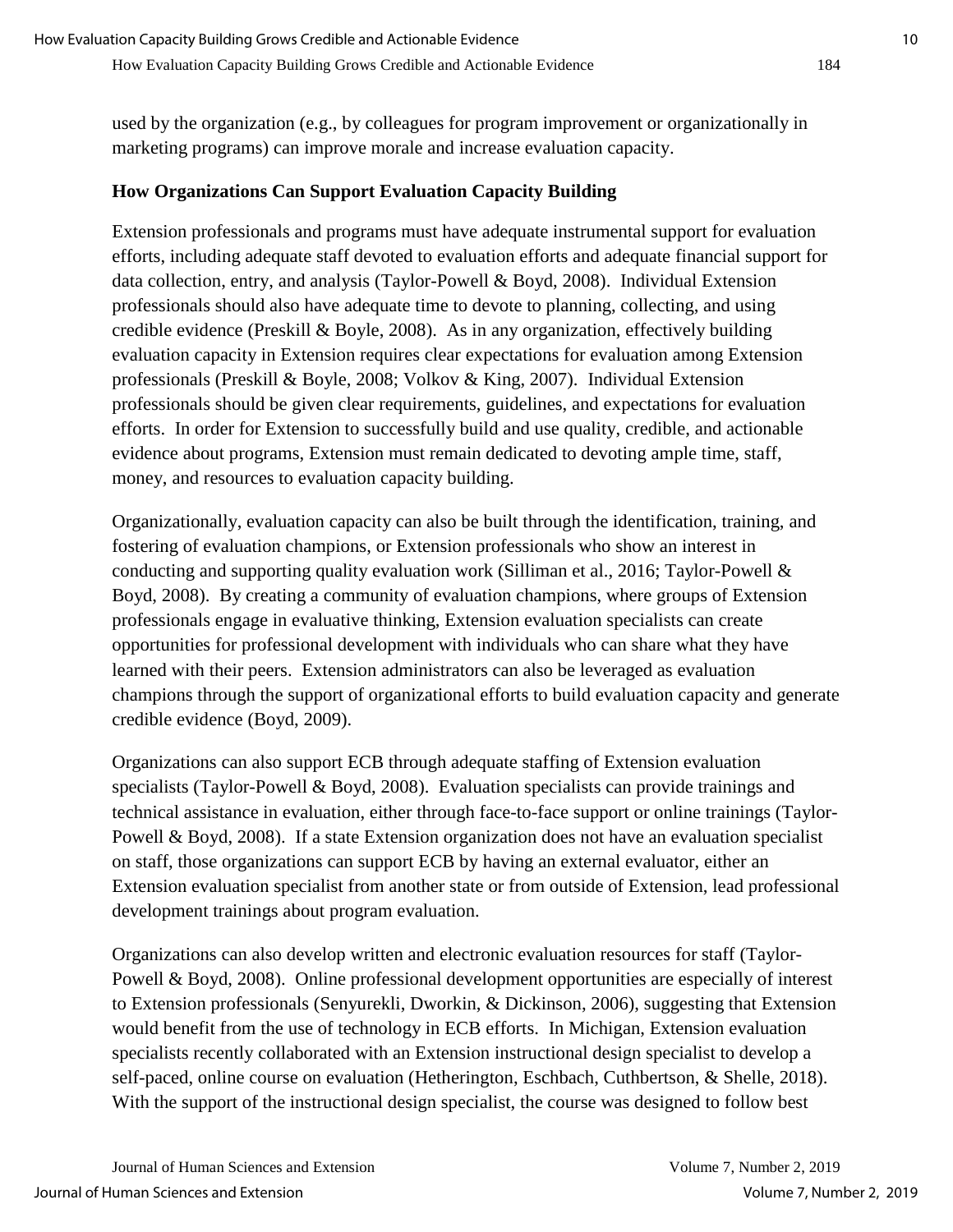used by the organization (e.g., by colleagues for program improvement or organizationally in marketing programs) can improve morale and increase evaluation capacity.

### How Organizations Can Support Evaluation Capacity Building

Extension professionals and programs must have adequate instrumental support for evaluation efforts, including adequate staff devoted to evaluation efforts and adequate financial support for data collection, entry, and analysis (Taylor-Powell & Boyd, 2008). Individual Extension professionals should also have adequate time to devote to planning, collecting, and using credible evidence (Preskill & Boyle, 2008). As in any organization, effectively building evaluation capacity in Extension requires clear expectations for evaluation among Extension professionals (Preskill & Boyle, 2008; Volkov & King, 2007). Individual Extension professionals should be given clear requirements, guidelines, and expectations for evaluation efforts. In order for Extension to successfully build and use quality, credible, and actionable evidence about programs, Extension must remain dedicated to devoting ample time, staff, money, and resources to evaluation capacity building.

Organizationally, evaluation capacity can also be built through the identification, training, and fostering of evaluation champions, or Extension professionals who show an interest in conducting and supporting quality evaluation work (Silliman et al., 2016; Taylor-Powell & Boyd, 2008). By creating a community of evaluation champions, where groups of Extension professionals engage in evaluative thinking, Extension evaluation specialists can create opportunities for professional development with individuals who can share what they have learned with their peers. Extension administrators can also be leveraged as evaluation champions through the support of organizational efforts to build evaluation capacity and generate credible evidence (Boyd, 2009).

Organizations can also support ECB through adequate staffing of Extension evaluation specialists (Taylor-Powell & Boyd, 2008). Evaluation specialists can provide trainings and technical assistance in evaluation, either through face-to-face support or online trainings (Taylor-Powell & Boyd, 2008). If a state Extension organization does not have an evaluation specialist on staff, those organizations can support ECB by having an external evaluator, either an Extension evaluation specialist from another state or from outside of Extension, lead professional development trainings about program evaluation.

Organizations can also develop written and electronic evaluation resources for staff (Taylor-Powell & Boyd, 2008). Online professional development opportunities are especially of interest to Extension professionals (Senyurekli, Dworkin, & Dickinson, 2006), suggesting that Extension would benefit from the use of technology in ECB efforts. In Michigan, Extension evaluation specialists recently collaborated with an Extension instructional design specialist to develop a self-paced, online course on evaluation (Hetherington, Eschbach, Cuthbertson, & Shelle, 2018). With the support of the instructional design specialist, the course was designed to follow best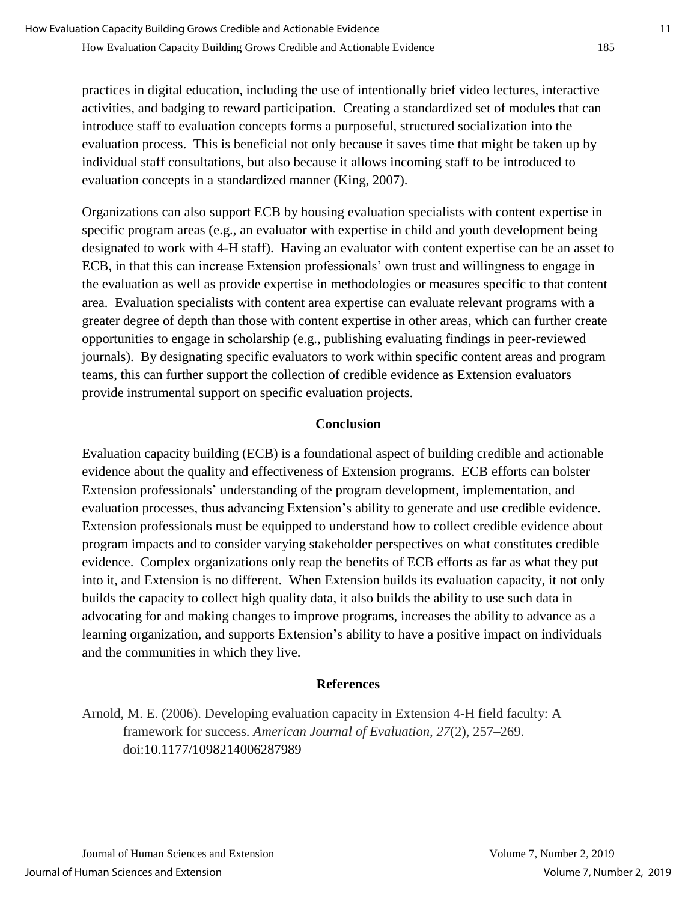practices in digital education, including the use of intentionally brief video lectures, interactive activities, and badging to reward participation. Creating a standardized set of modules that can introduce staff to evaluation concepts forms a purposeful, structured socialization into the evaluation process. This is beneficial not only because it saves time that might be taken up by individual staff consultations, but also because it allows incoming staff to be introduced to evaluation concepts in a standardized manner (King, 2007).

Organizations can also support ECB by housing evaluation specialists with content expertise in specific program areas (e.g., an evaluator with expertise in child and youth development being designated to work with 4-H staff). Having an evaluator with content expertise can be an asset to ECB, in that this can increase Extension professionals' own trust and willingness to engage in the evaluation as well as provide expertise in methodologies or measures specific to that content area. Evaluation specialists with content area expertise can evaluate relevant programs with a greater degree of depth than those with content expertise in other areas, which can further create opportunities to engage in scholarship (e.g., publishing evaluating findings in peer-reviewed journals). By designating specific evaluators to work within specific content areas and program teams, this can further support the collection of credible evidence as Extension evaluators provide instrumental support on specific evaluation projects.

## Conclusion

Evaluation capacity building (ECB) is a foundational aspect of building credible and actionable evidence about the quality and effectiveness of Extension programs. ECB efforts can bolster Extension professionals' understanding of the program development, implementation, and evaluation processes, thus advancing Extension's ability to generate and use credible evidence. Extension professionals must be equipped to understand how to collect credible evidence about program impacts and to consider varying stakeholder perspectives on what constitutes credible evidence. Complex organizations only reap the benefits of ECB efforts as far as what they put into it, and Extension is no different. When Extension builds its evaluation capacity, it not only builds the capacity to collect high quality data, it also builds the ability to use such data in advocating for and making changes to improve programs, increases the ability to advance as a learning organization, and supports Extension's ability to have a positive impact on individuals and the communities in which they live.

## References

Arnold, M. E. (2006). Developing evaluation capacity in Extension 4-H field faculty: A framework for success. *American Journal of Evaluation, 27*(2), 257–269. doi:10.1177/1098214006287989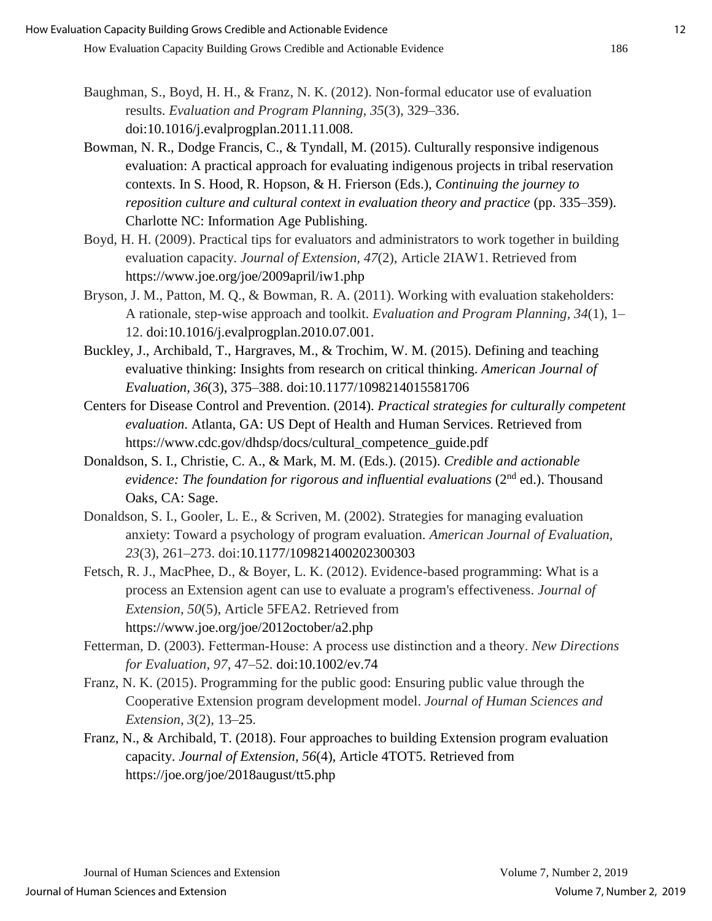Baughman, S., Boyd, H. H., & Franz, N. K. (2012). Non-formal educator use of evaluation results. *Evaluation and Program Planning*, *35*(3), 329–336. doi:10.1016/j.evalprogplan.2011.11.008.

Bowman, N. R., Dodge Francis, C., & Tyndall, M. (2015). Culturally responsive indigenous evaluation: A practical approach for evaluating indigenous projects in tribal reservation contexts. In S. Hood, R. Hopson, & H. Frierson (Eds.), *Continuing the journey to reposition culture and cultural context in evaluation theory and practice* (pp. 335–359). Charlotte NC: Information Age Publishing.

Boyd, H. H. (2009). Practical tips for evaluators and administrators to work together in building evaluation capacity. *Journal of Extension, 47*(2), Article 2IAW1. Retrieved from https://www.joe.org/joe/2009april/iw1.php

Bryson, J. M., Patton, M. Q., & Bowman, R. A. (2011). Working with evaluation stakeholders: A rationale, step-wise approach and toolkit. *Evaluation and Program Planning, 34*(1), 1–12. doi:10.1016/j.evalprogplan.2010.07.001.

Buckley, J., Archibald, T., Hargraves, M., & Trochim, W. M. (2015). Defining and teaching evaluative thinking: Insights from research on critical thinking. *American Journal of Evaluation, 36*(3), 375–388. doi:10.1177/1098214015581706

Centers for Disease Control and Prevention. (2014). *Practical strategies for culturally competent evaluation*. Atlanta, GA: US Dept of Health and Human Services. Retrieved from https://www.cdc.gov/dhdsp/docs/cultural_competence_guide.pdf

Donaldson, S. I., Christie, C. A., & Mark, M. M. (Eds.). (2015). *Credible and actionable evidence: The foundation for rigorous and influential evaluations* (2nd ed.). Thousand Oaks, CA: Sage.

Donaldson, S. I., Gooler, L. E., & Scriven, M. (2002). Strategies for managing evaluation anxiety: Toward a psychology of program evaluation. *American Journal of Evaluation, 23*(3), 261–273. doi:10.1177/109821400202300303

Fetsch, R. J., MacPhee, D., & Boyer, L. K. (2012). Evidence-based programming: What is a process an Extension agent can use to evaluate a program's effectiveness. *Journal of Extension, 50*(5), Article 5FEA2. Retrieved from https://www.joe.org/joe/2012october/a2.php

Fetterman, D. (2003). Fetterman-House: A process use distinction and a theory. *New Directions for Evaluation, 97*, 47–52. doi:10.1002/ev.74

Franz, N. K. (2015). Programming for the public good: Ensuring public value through the Cooperative Extension program development model. *Journal of Human Sciences and Extension, 3*(2), 13–25.

Franz, N., & Archibald, T. (2018). Four approaches to building Extension program evaluation capacity. *Journal of Extension, 56*(4), Article 4TOT5. Retrieved from https://joe.org/joe/2018august/tt5.php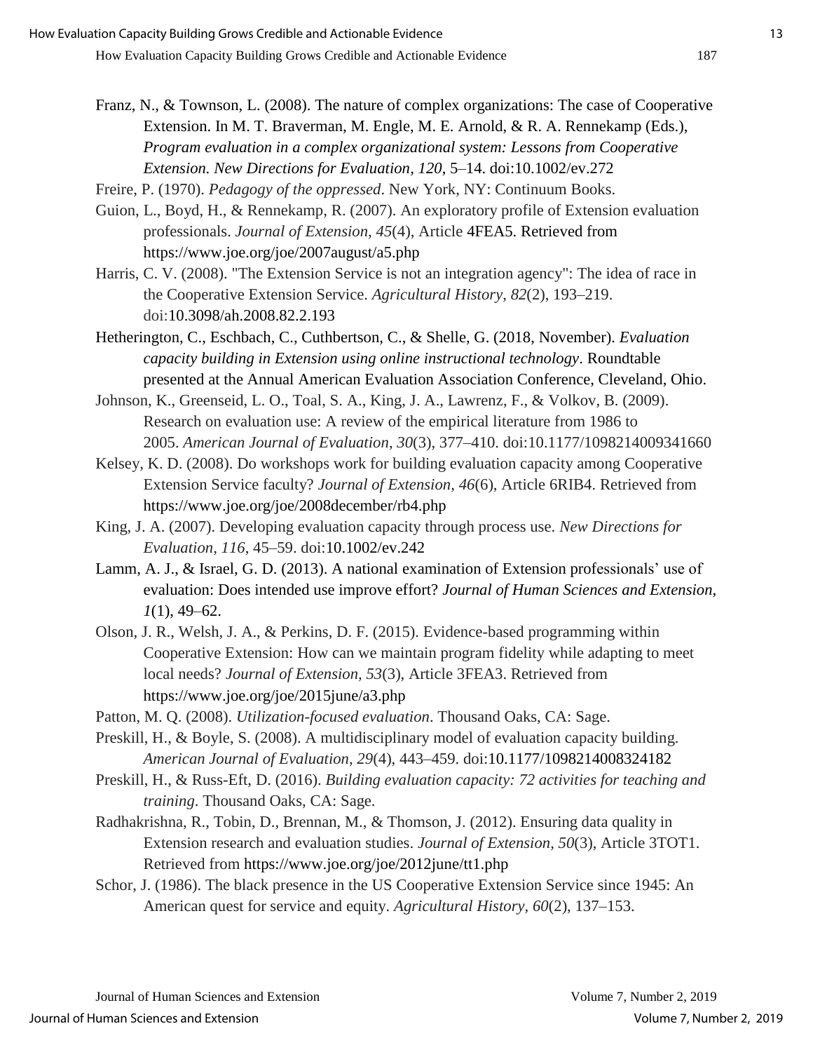Franz, N., & Townson, L. (2008). The nature of complex organizations: The case of Cooperative Extension. In M. T. Braverman, M. Engle, M. E. Arnold, & R. A. Rennekamp (Eds.), *Program evaluation in a complex organizational system: Lessons from Cooperative Extension. New Directions for Evaluation, 120*, 5–14. doi:10.1002/ev.272

Freire, P. (1970). *Pedagogy of the oppressed*. New York, NY: Continuum Books.

Guion, L., Boyd, H., & Rennekamp, R. (2007). An exploratory profile of Extension evaluation professionals. *Journal of Extension, 45*(4), Article 4FEA5. Retrieved from https://www.joe.org/joe/2007august/a5.php

Harris, C. V. (2008). "The Extension Service is not an integration agency": The idea of race in the Cooperative Extension Service. *Agricultural History, 82*(2), 193–219. doi:10.3098/ah.2008.82.2.193

Hetherington, C., Eschbach, C., Cuthbertson, C., & Shelle, G. (2018, November). *Evaluation capacity building in Extension using online instructional technology*. Roundtable presented at the Annual American Evaluation Association Conference, Cleveland, Ohio.

Johnson, K., Greenseid, L. O., Toal, S. A., King, J. A., Lawrenz, F., & Volkov, B. (2009). Research on evaluation use: A review of the empirical literature from 1986 to 2005. *American Journal of Evaluation*, *30*(3), 377–410. doi:10.1177/1098214009341660

Kelsey, K. D. (2008). Do workshops work for building evaluation capacity among Cooperative Extension Service faculty? *Journal of Extension*, *46*(6), Article 6RIB4. Retrieved from https://www.joe.org/joe/2008december/rb4.php

King, J. A. (2007). Developing evaluation capacity through process use. *New Directions for Evaluation, 116*, 45–59. doi:10.1002/ev.242

Lamm, A. J., & Israel, G. D. (2013). A national examination of Extension professionals' use of evaluation: Does intended use improve effort? *Journal of Human Sciences and Extension*, *1*(1), 49–62.

Olson, J. R., Welsh, J. A., & Perkins, D. F. (2015). Evidence-based programming within Cooperative Extension: How can we maintain program fidelity while adapting to meet local needs? *Journal of Extension, 53*(3), Article 3FEA3. Retrieved from https://www.joe.org/joe/2015june/a3.php

Patton, M. Q. (2008). *Utilization-focused evaluation*. Thousand Oaks, CA: Sage.

Preskill, H., & Boyle, S. (2008). A multidisciplinary model of evaluation capacity building. *American Journal of Evaluation, 29*(4), 443–459. doi:10.1177/1098214008324182

Preskill, H., & Russ-Eft, D. (2016). *Building evaluation capacity: 72 activities for teaching and training*. Thousand Oaks, CA: Sage.

Radhakrishna, R., Tobin, D., Brennan, M., & Thomson, J. (2012). Ensuring data quality in Extension research and evaluation studies. *Journal of Extension, 50*(3), Article 3TOT1. Retrieved from https://www.joe.org/joe/2012june/tt1.php

Schor, J. (1986). The black presence in the US Cooperative Extension Service since 1945: An American quest for service and equity. *Agricultural History, 60*(2), 137–153.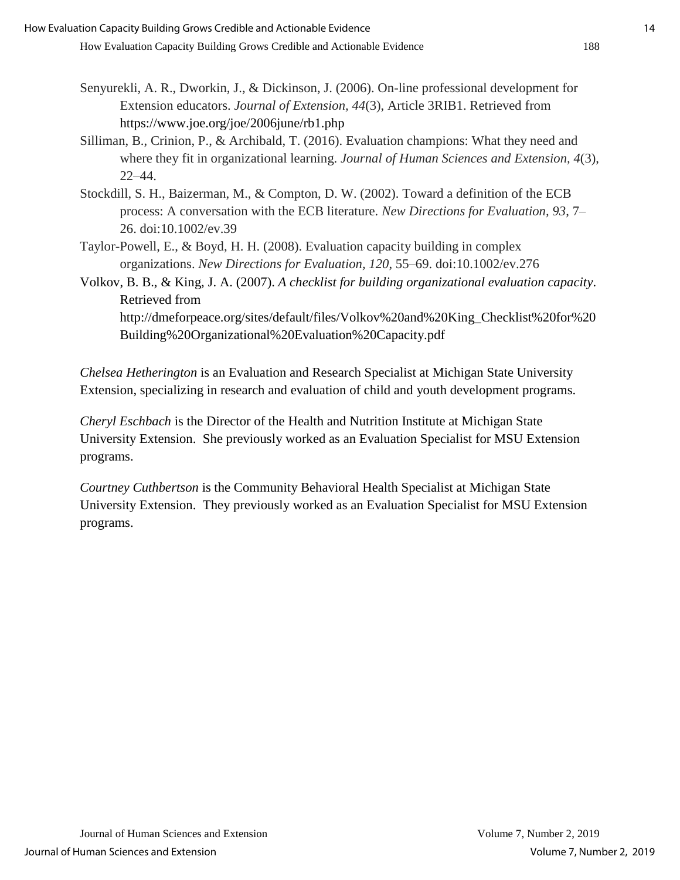Senyurekli, A. R., Dworkin, J., & Dickinson, J. (2006). On-line professional development for Extension educators. *Journal of Extension, 44*(3), Article 3RIB1. Retrieved from https://www.joe.org/joe/2006june/rb1.php

Silliman, B., Crinion, P., & Archibald, T. (2016). Evaluation champions: What they need and where they fit in organizational learning. *Journal of Human Sciences and Extension, 4*(3), 22–44.

Stockdill, S. H., Baizerman, M., & Compton, D. W. (2002). Toward a definition of the ECB process: A conversation with the ECB literature. *New Directions for Evaluation, 93*, 7–26. doi:10.1002/ev.39

Taylor-Powell, E., & Boyd, H. H. (2008). Evaluation capacity building in complex organizations. *New Directions for Evaluation, 120*, 55–69. doi:10.1002/ev.276

Volkov, B. B., & King, J. A. (2007). *A checklist for building organizational evaluation capacity*. Retrieved from http://dmeforpeace.org/sites/default/files/Volkov%20and%20King_Checklist%20for%20Building%20Organizational%20Evaluation%20Capacity.pdf

*Chelsea Hetherington* is an Evaluation and Research Specialist at Michigan State University Extension, specializing in research and evaluation of child and youth development programs.

*Cheryl Eschbach* is the Director of the Health and Nutrition Institute at Michigan State University Extension. She previously worked as an Evaluation Specialist for MSU Extension programs.

*Courtney Cuthbertson* is the Community Behavioral Health Specialist at Michigan State University Extension. They previously worked as an Evaluation Specialist for MSU Extension programs.